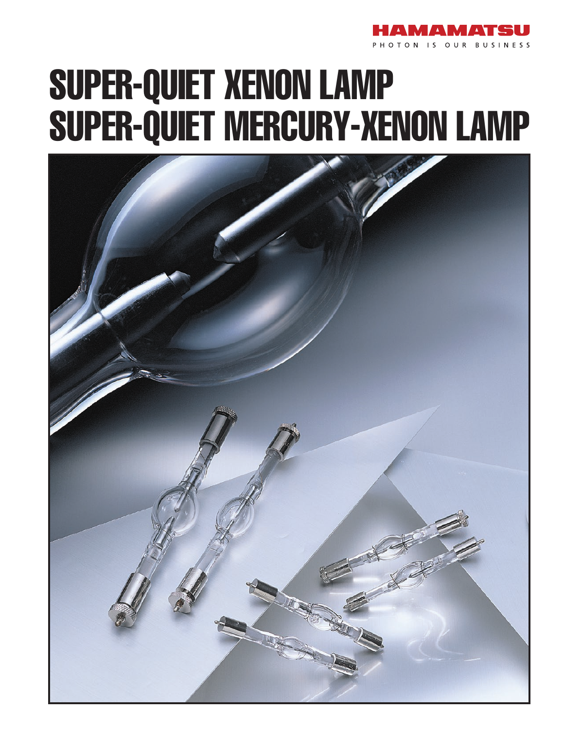HAMAMATSU

PHOTON IS OUR BUSINESS

# SUPER-QUIET XENON LAMP
# SUPER-QUIET MERCURY-XENON LAMP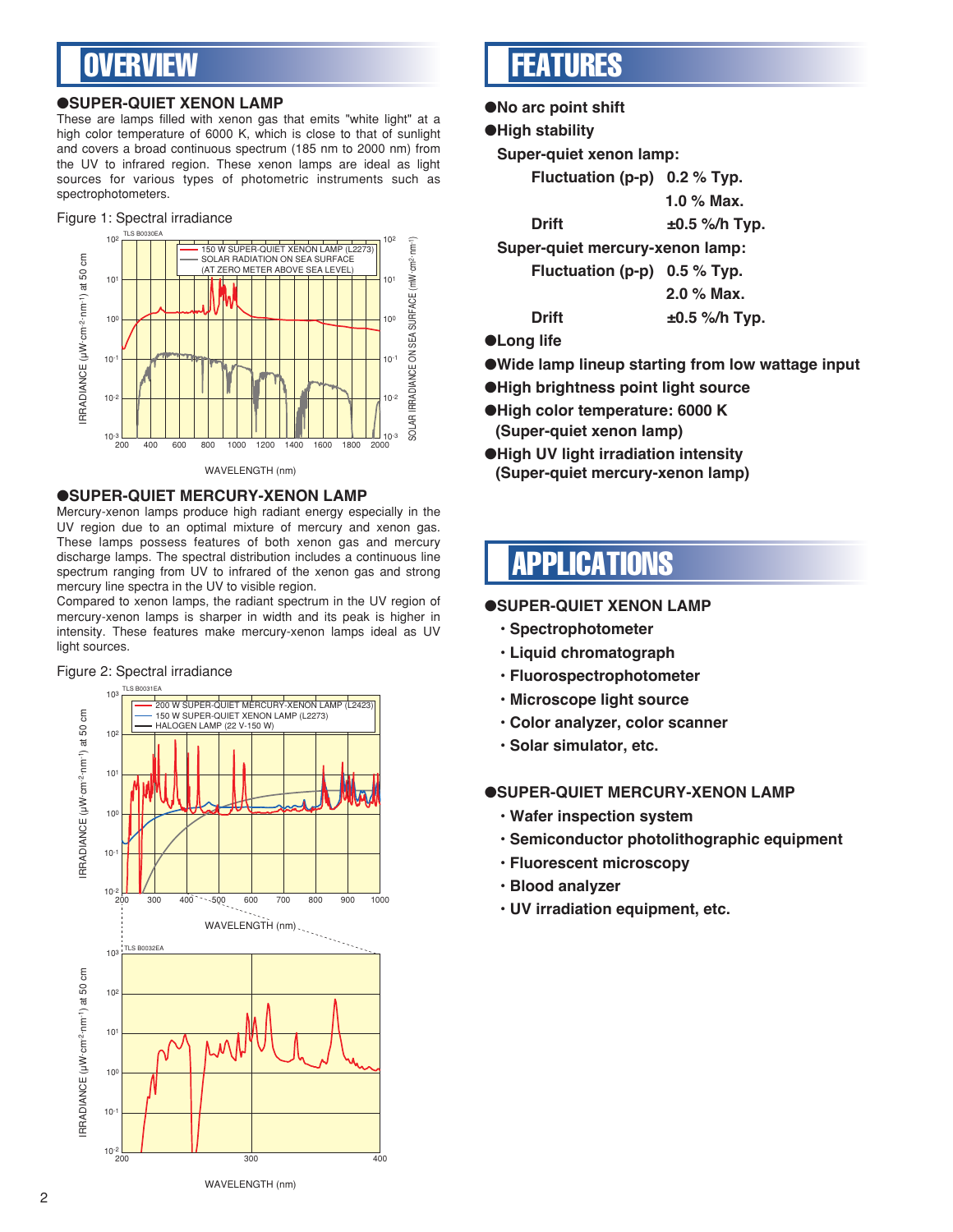# OVERVIEW

## ●SUPER-QUIET XENON LAMP

These are lamps filled with xenon gas that emits "white light" at a high color temperature of 6000 K, which is close to that of sunlight and covers a broad continuous spectrum (185 nm to 2000 nm) from the UV to infrared region. These xenon lamps are ideal as light sources for various types of photometric instruments such as spectrophotometers.

Figure 1: Spectral irradiance

## ●SUPER-QUIET MERCURY-XENON LAMP

Mercury-xenon lamps produce high radiant energy especially in the UV region due to an optimal mixture of mercury and xenon gas. These lamps possess features of both xenon gas and mercury discharge lamps. The spectral distribution includes a continuous line spectrum ranging from UV to infrared of the xenon gas and strong mercury line spectra in the UV to visible region.

Compared to xenon lamps, the radiant spectrum in the UV region of mercury-xenon lamps is sharper in width and its peak is higher in intensity. These features make mercury-xenon lamps ideal as UV light sources.

Figure 2: Spectral irradiance

# FEATURES

- **●No arc point shift**
- **●High stability**
  - **Super-quiet xenon lamp:**
    - **Fluctuation (p-p)** 0.2 % Typ. / 1.0 % Max.
    - **Drift** ±0.5 %/h Typ.
  - **Super-quiet mercury-xenon lamp:**
    - **Fluctuation (p-p)** 0.5 % Typ. / 2.0 % Max.
    - **Drift** ±0.5 %/h Typ.
- **●Long life**
- **●Wide lamp lineup starting from low wattage input**
- **●High brightness point light source**
- **●High color temperature: 6000 K (Super-quiet xenon lamp)**
- **●High UV light irradiation intensity (Super-quiet mercury-xenon lamp)**

# APPLICATIONS

## ●SUPER-QUIET XENON LAMP

- Spectrophotometer
- Liquid chromatograph
- Fluorospectrophotometer
- Microscope light source
- Color analyzer, color scanner
- Solar simulator, etc.

## ●SUPER-QUIET MERCURY-XENON LAMP

- Wafer inspection system
- Semiconductor photolithographic equipment
- Fluorescent microscopy
- Blood analyzer
- UV irradiation equipment, etc.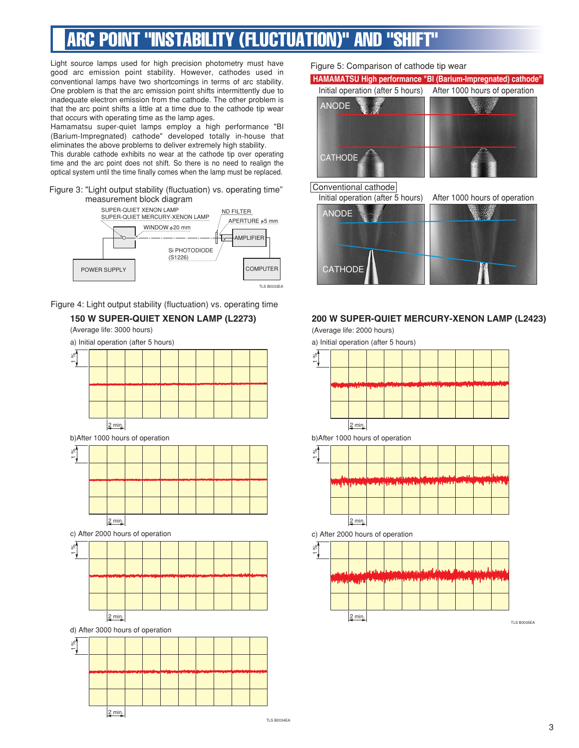# ARC POINT "INSTABILITY (FLUCTUATION)" AND "SHIFT"

Light source lamps used for high precision photometry must have good arc emission point stability. However, cathodes used in conventional lamps have two shortcomings in terms of arc stability. One problem is that the arc emission point shifts intermittently due to inadequate electron emission from the cathode. The other problem is that the arc point shifts a little at a time due to the cathode tip wear that occurs with operating time as the lamp ages.

Hamamatsu super-quiet lamps employ a high performance "BI (Barium-Impregnated) cathode" developed totally in-house that eliminates the above problems to deliver extremely high stability.

This durable cathode exhibits no wear at the cathode tip over operating time and the arc point does not shift. So there is no need to realign the optical system until the time finally comes when the lamp must be replaced.

Figure 3: "Light output stability (fluctuation) vs. operating time" measurement block diagram

SUPER-QUIET XENON LAMP
SUPER-QUIET MERCURY-XENON LAMP
WINDOW φ20 mm
ND FILTER
APERTURE φ5 mm
AMPLIFIER
Si PHOTODIODE (S1226)
POWER SUPPLY
COMPUTER

TLS B0033EA

Figure 4: Light output stability (fluctuation) vs. operating time

**150 W SUPER-QUIET XENON LAMP (L2273)**

(Average life: 3000 hours)

a) Initial operation (after 5 hours)

1 %
2 min.

b) After 1000 hours of operation

1 %
2 min.

c) After 2000 hours of operation

1 %
2 min.

d) After 3000 hours of operation

1 %
2 min.

TLS B0034EA

**200 W SUPER-QUIET MERCURY-XENON LAMP (L2423)**

(Average life: 2000 hours)

a) Initial operation (after 5 hours)

1 %
2 min.

b) After 1000 hours of operation

1 %
2 min.

c) After 2000 hours of operation

1 %
2 min.

TLS B0035EA

Figure 5: Comparison of cathode tip wear

**HAMAMATSU High performance "BI (Barium-Impregnated) cathode"**

Initial operation (after 5 hours) | After 1000 hours of operation

ANODE
CATHODE

Conventional cathode

Initial operation (after 5 hours) | After 1000 hours of operation

ANODE
CATHODE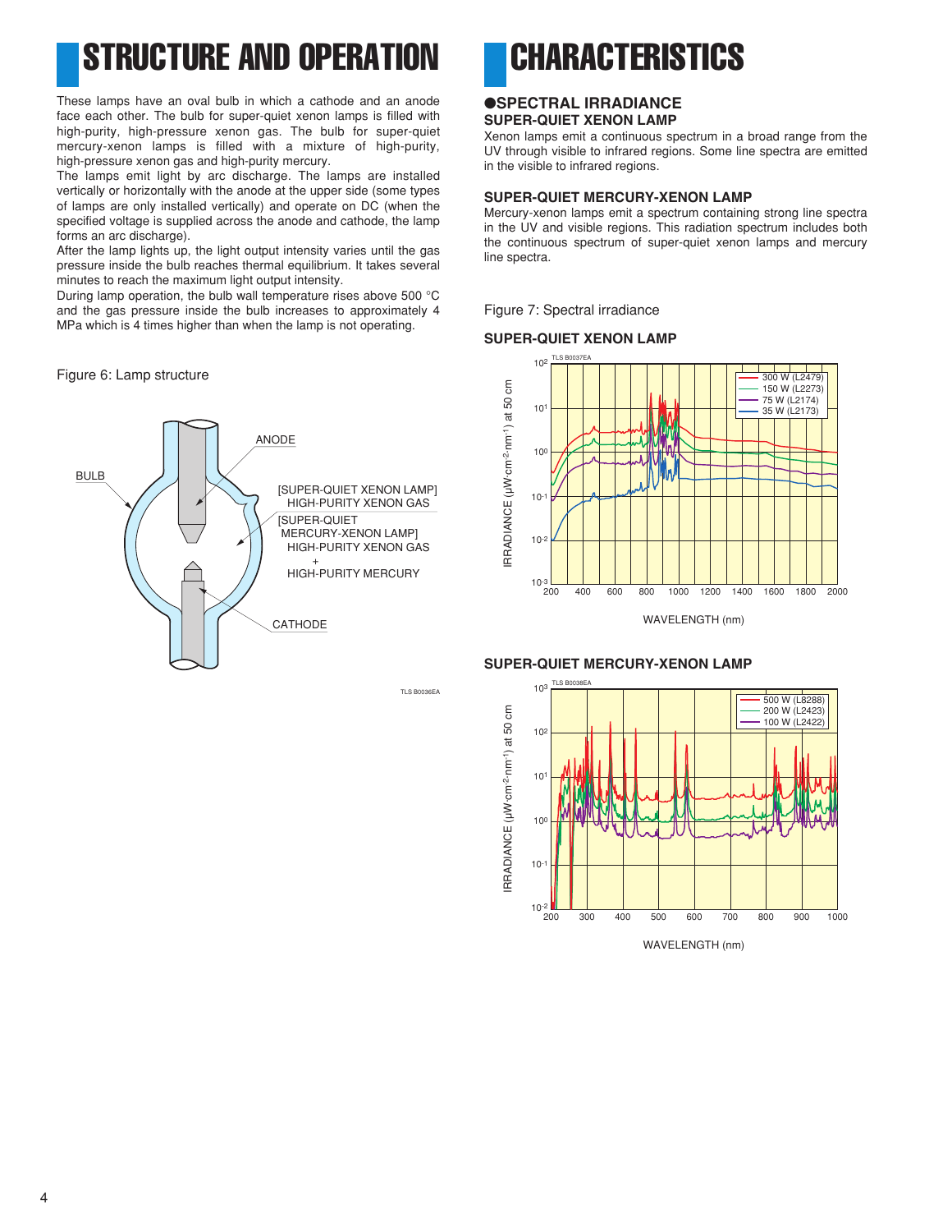# STRUCTURE AND OPERATION

These lamps have an oval bulb in which a cathode and an anode face each other. The bulb for super-quiet xenon lamps is filled with high-purity, high-pressure xenon gas. The bulb for super-quiet mercury-xenon lamps is filled with a mixture of high-purity, high-pressure xenon gas and high-purity mercury.
The lamps emit light by arc discharge. The lamps are installed vertically or horizontally with the anode at the upper side (some types of lamps are only installed vertically) and operate on DC (when the specified voltage is supplied across the anode and cathode, the lamp forms an arc discharge).
After the lamp lights up, the light output intensity varies until the gas pressure inside the bulb reaches thermal equilibrium. It takes several minutes to reach the maximum light output intensity.
During lamp operation, the bulb wall temperature rises above 500 °C and the gas pressure inside the bulb increases to approximately 4 MPa which is 4 times higher than when the lamp is not operating.

Figure 6: Lamp structure

BULB
ANODE
[SUPER-QUIET XENON LAMP] HIGH-PURITY XENON GAS
[SUPER-QUIET MERCURY-XENON LAMP] HIGH-PURITY XENON GAS + HIGH-PURITY MERCURY
CATHODE

TLS B0036EA

# CHARACTERISTICS

## ●SPECTRAL IRRADIANCE

### SUPER-QUIET XENON LAMP

Xenon lamps emit a continuous spectrum in a broad range from the UV through visible to infrared regions. Some line spectra are emitted in the visible to infrared regions.

### SUPER-QUIET MERCURY-XENON LAMP

Mercury-xenon lamps emit a spectrum containing strong line spectra in the UV and visible regions. This radiation spectrum includes both the continuous spectrum of super-quiet xenon lamps and mercury line spectra.

Figure 7: Spectral irradiance

**SUPER-QUIET XENON LAMP**

TLS B0037EA

Legend: 300 W (L2479), 150 W (L2273), 75 W (L2174), 35 W (L2173)

IRRADIANCE (μW·cm$^{-2}$·nm$^{-1}$) at 50 cm ($10^{-3}$ to $10^{2}$) vs. WAVELENGTH (nm) (200 to 2000)

**SUPER-QUIET MERCURY-XENON LAMP**

TLS B0038EA

Legend: 500 W (L8288), 200 W (L2423), 100 W (L2422)

IRRADIANCE (μW·cm$^{-2}$·nm$^{-1}$) at 50 cm ($10^{-2}$ to $10^{3}$) vs. WAVELENGTH (nm) (200 to 1000)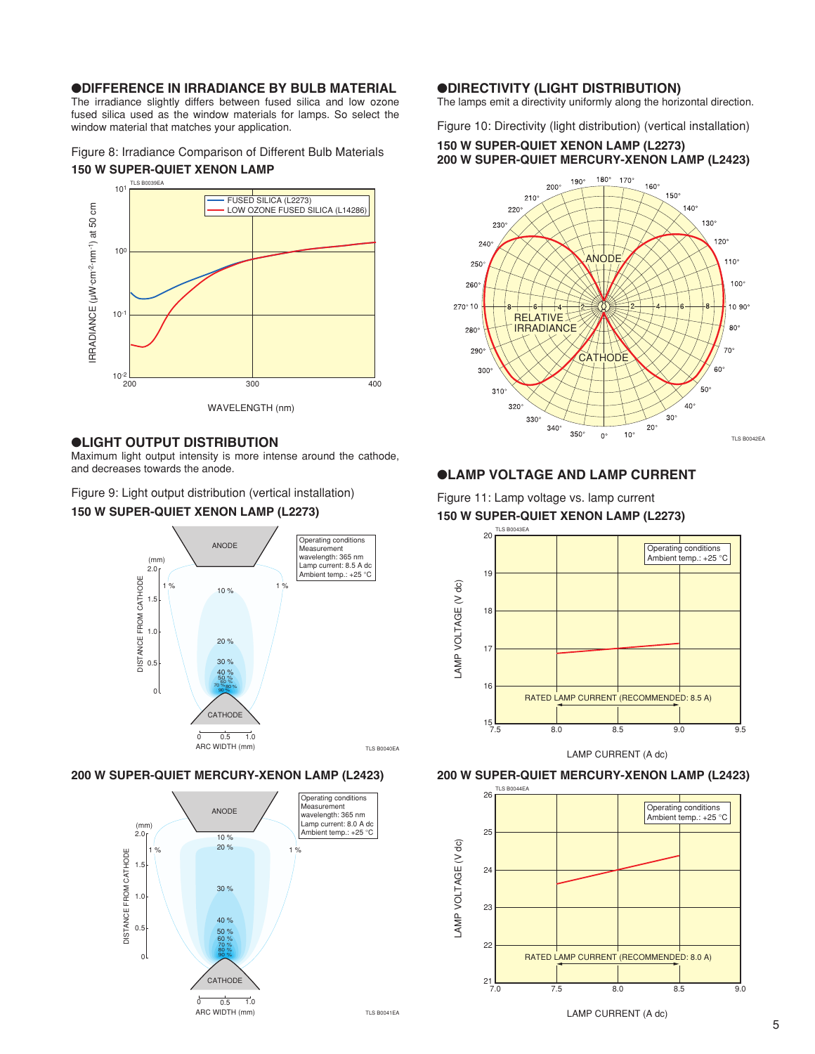## ●DIFFERENCE IN IRRADIANCE BY BULB MATERIAL

The irradiance slightly differs between fused silica and low ozone fused silica used as the window materials for lamps. So select the window material that matches your application.

Figure 8: Irradiance Comparison of Different Bulb Materials

**150 W SUPER-QUIET XENON LAMP**

## ●LIGHT OUTPUT DISTRIBUTION

Maximum light output intensity is more intense around the cathode, and decreases towards the anode.

Figure 9: Light output distribution (vertical installation)

**150 W SUPER-QUIET XENON LAMP (L2273)**

**200 W SUPER-QUIET MERCURY-XENON LAMP (L2423)**

## ●DIRECTIVITY (LIGHT DISTRIBUTION)

The lamps emit a directivity uniformly along the horizontal direction.

Figure 10: Directivity (light distribution) (vertical installation)

**150 W SUPER-QUIET XENON LAMP (L2273)**
**200 W SUPER-QUIET MERCURY-XENON LAMP (L2423)**

## ●LAMP VOLTAGE AND LAMP CURRENT

Figure 11: Lamp voltage vs. lamp current

**150 W SUPER-QUIET XENON LAMP (L2273)**

**200 W SUPER-QUIET MERCURY-XENON LAMP (L2423)**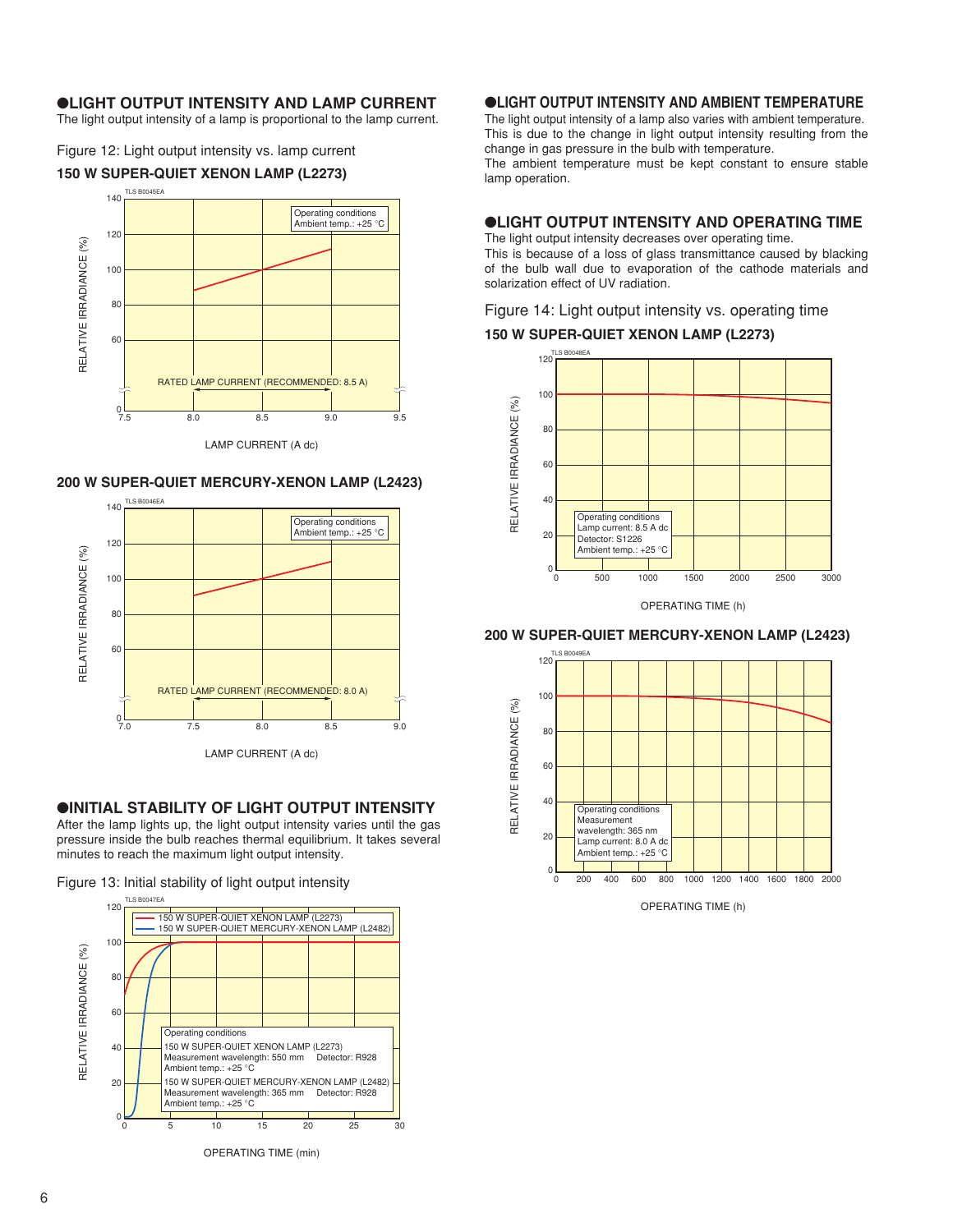## ●LIGHT OUTPUT INTENSITY AND LAMP CURRENT

The light output intensity of a lamp is proportional to the lamp current.

Figure 12: Light output intensity vs. lamp current

**150 W SUPER-QUIET XENON LAMP (L2273)**

**200 W SUPER-QUIET MERCURY-XENON LAMP (L2423)**

## ●INITIAL STABILITY OF LIGHT OUTPUT INTENSITY

After the lamp lights up, the light output intensity varies until the gas pressure inside the bulb reaches thermal equilibrium. It takes several minutes to reach the maximum light output intensity.

Figure 13: Initial stability of light output intensity

## ●LIGHT OUTPUT INTENSITY AND AMBIENT TEMPERATURE

The light output intensity of a lamp also varies with ambient temperature. This is due to the change in light output intensity resulting from the change in gas pressure in the bulb with temperature.

The ambient temperature must be kept constant to ensure stable lamp operation.

## ●LIGHT OUTPUT INTENSITY AND OPERATING TIME

The light output intensity decreases over operating time.

This is because of a loss of glass transmittance caused by blacking of the bulb wall due to evaporation of the cathode materials and solarization effect of UV radiation.

Figure 14: Light output intensity vs. operating time

**150 W SUPER-QUIET XENON LAMP (L2273)**

**200 W SUPER-QUIET MERCURY-XENON LAMP (L2423)**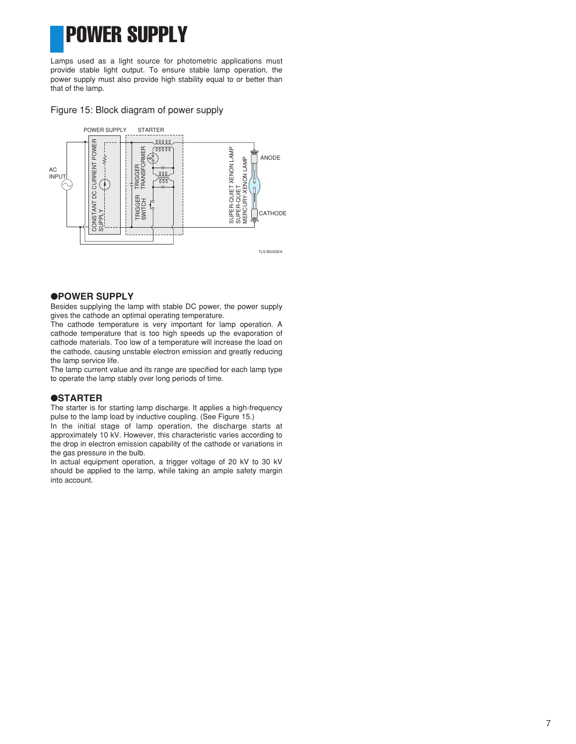# POWER SUPPLY

Lamps used as a light source for photometric applications must provide stable light output. To ensure stable lamp operation, the power supply must also provide high stability equal to or better than that of the lamp.

Figure 15: Block diagram of power supply

## ●POWER SUPPLY

Besides supplying the lamp with stable DC power, the power supply gives the cathode an optimal operating temperature.

The cathode temperature is very important for lamp operation. A cathode temperature that is too high speeds up the evaporation of cathode materials. Too low of a temperature will increase the load on the cathode, causing unstable electron emission and greatly reducing the lamp service life.

The lamp current value and its range are specified for each lamp type to operate the lamp stably over long periods of time.

## ●STARTER

The starter is for starting lamp discharge. It applies a high-frequency pulse to the lamp load by inductive coupling. (See Figure 15.)

In the initial stage of lamp operation, the discharge starts at approximately 10 kV. However, this characteristic varies according to the drop in electron emission capability of the cathode or variations in the gas pressure in the bulb.

In actual equipment operation, a trigger voltage of 20 kV to 30 kV should be applied to the lamp, while taking an ample safety margin into account.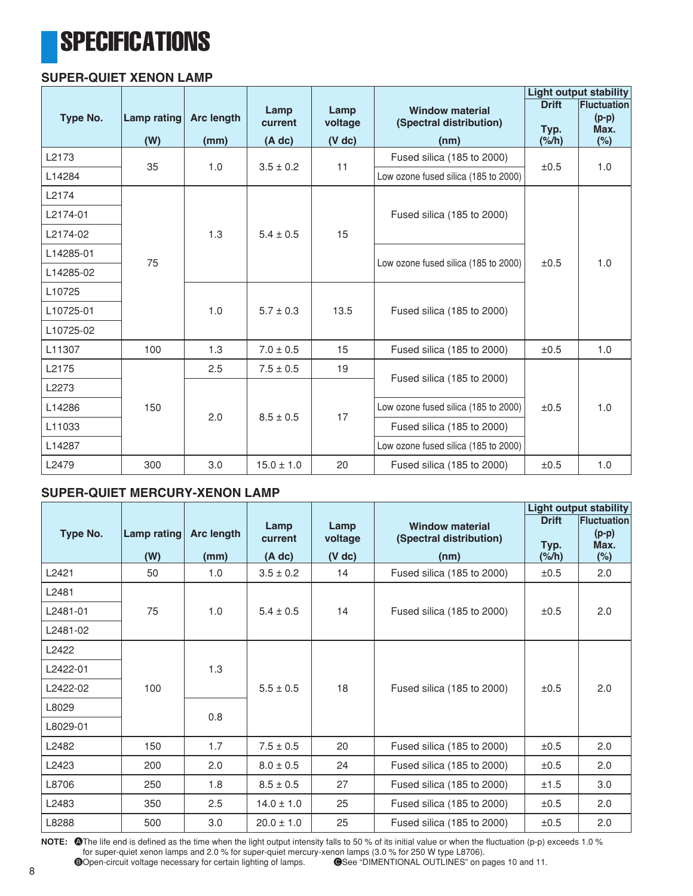# SPECIFICATIONS

## SUPER-QUIET XENON LAMP

| Type No. | Lamp rating (W) | Arc length (mm) | Lamp current (A dc) | Lamp voltage (V dc) | Window material (Spectral distribution) (nm) | Light output stability Drift Typ. (%/h) | Light output stability Fluctuation (p-p) Max. (%) |
|---|---|---|---|---|---|---|---|
| L2173 | 35 | 1.0 | 3.5 ± 0.2 | 11 | Fused silica (185 to 2000) | ±0.5 | 1.0 |
| L14284 | | | | | Low ozone fused silica (185 to 2000) | | |
| L2174 | 75 | 1.3 | 5.4 ± 0.5 | 15 | Fused silica (185 to 2000) | ±0.5 | 1.0 |
| L2174-01 | | | | | | | |
| L2174-02 | | | | | | | |
| L14285-01 | | | | | Low ozone fused silica (185 to 2000) | | |
| L14285-02 | | | | | | | |
| L10725 | | 1.0 | 5.7 ± 0.3 | 13.5 | Fused silica (185 to 2000) | | |
| L10725-01 | | | | | | | |
| L10725-02 | | | | | | | |
| L11307 | 100 | 1.3 | 7.0 ± 0.5 | 15 | Fused silica (185 to 2000) | ±0.5 | 1.0 |
| L2175 | 150 | 2.5 | 7.5 ± 0.5 | 19 | Fused silica (185 to 2000) | ±0.5 | 1.0 |
| L2273 | | 2.0 | 8.5 ± 0.5 | 17 | | | |
| L14286 | | | | | Low ozone fused silica (185 to 2000) | | |
| L11033 | | | | | Fused silica (185 to 2000) | | |
| L14287 | | | | | Low ozone fused silica (185 to 2000) | | |
| L2479 | 300 | 3.0 | 15.0 ± 1.0 | 20 | Fused silica (185 to 2000) | ±0.5 | 1.0 |

## SUPER-QUIET MERCURY-XENON LAMP

| Type No. | Lamp rating (W) | Arc length (mm) | Lamp current (A dc) | Lamp voltage (V dc) | Window material (Spectral distribution) (nm) | Light output stability Drift Typ. (%/h) | Light output stability Fluctuation (p-p) Max. (%) |
|---|---|---|---|---|---|---|---|
| L2421 | 50 | 1.0 | 3.5 ± 0.2 | 14 | Fused silica (185 to 2000) | ±0.5 | 2.0 |
| L2481 | 75 | 1.0 | 5.4 ± 0.5 | 14 | Fused silica (185 to 2000) | ±0.5 | 2.0 |
| L2481-01 | | | | | | | |
| L2481-02 | | | | | | | |
| L2422 | 100 | 1.3 | 5.5 ± 0.5 | 18 | Fused silica (185 to 2000) | ±0.5 | 2.0 |
| L2422-01 | | | | | | | |
| L2422-02 | | | | | | | |
| L8029 | | 0.8 | | | | | |
| L8029-01 | | | | | | | |
| L2482 | 150 | 1.7 | 7.5 ± 0.5 | 20 | Fused silica (185 to 2000) | ±0.5 | 2.0 |
| L2423 | 200 | 2.0 | 8.0 ± 0.5 | 24 | Fused silica (185 to 2000) | ±0.5 | 2.0 |
| L8706 | 250 | 1.8 | 8.5 ± 0.5 | 27 | Fused silica (185 to 2000) | ±1.5 | 3.0 |
| L2483 | 350 | 2.5 | 14.0 ± 1.0 | 25 | Fused silica (185 to 2000) | ±0.5 | 2.0 |
| L8288 | 500 | 3.0 | 20.0 ± 1.0 | 25 | Fused silica (185 to 2000) | ±0.5 | 2.0 |

**NOTE:** Ⓐ The life end is defined as the time when the light output intensity falls to 50 % of its initial value or when the fluctuation (p-p) exceeds 1.0 % for super-quiet xenon lamps and 2.0 % for super-quiet mercury-xenon lamps (3.0 % for 250 W type L8706).
Ⓑ Open-circuit voltage necessary for certain lighting of lamps. Ⓒ See "DIMENTIONAL OUTLINES" on pages 10 and 11.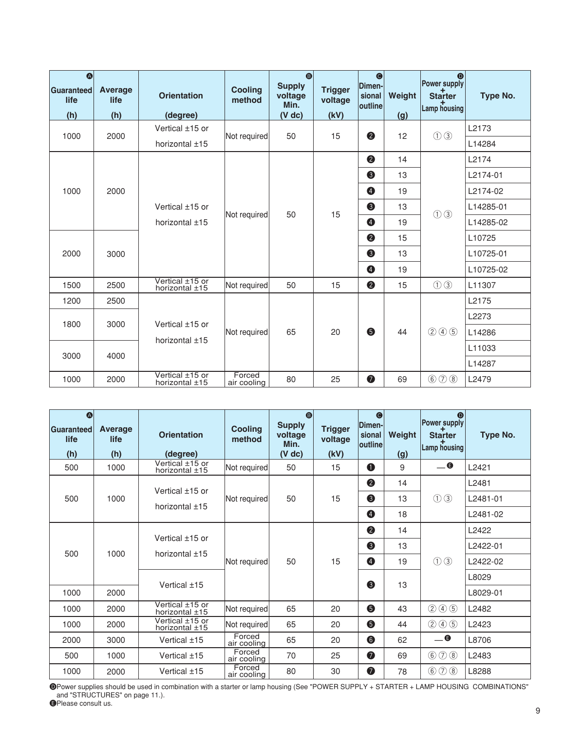| Ⓐ Guaranteed life (h) | Average life (h) | Orientation (degree) | Cooling method | Ⓑ Supply voltage Min. (V dc) | Trigger voltage (kV) | Ⓒ Dimensional outline | Weight (g) | Ⓓ Power supply + Starter + Lamp housing | Type No. |
|---|---|---|---|---|---|---|---|---|---|
| 1000 | 2000 | Vertical ±15 or horizontal ±15 | Not required | 50 | 15 | ❷ | 12 | ①③ | L2173 |
| | | | | | | | | | L14284 |
| 1000 | 2000 | Vertical ±15 or horizontal ±15 | Not required | 50 | 15 | ❷ | 14 | ①③ | L2174 |
| | | | | | | ❸ | 13 | | L2174-01 |
| | | | | | | ❹ | 19 | | L2174-02 |
| | | | | | | ❸ | 13 | | L14285-01 |
| | | | | | | ❹ | 19 | | L14285-02 |
| 2000 | 3000 | | | | | ❷ | 15 | | L10725 |
| | | | | | | ❸ | 13 | | L10725-01 |
| | | | | | | ❹ | 19 | | L10725-02 |
| 1500 | 2500 | Vertical ±15 or horizontal ±15 | Not required | 50 | 15 | ❷ | 15 | ①③ | L11307 |
| 1200 | 2500 | Vertical ±15 or horizontal ±15 | Not required | 65 | 20 | ❺ | 44 | ②④⑤ | L2175 |
| 1800 | 3000 | | | | | | | | L2273 |
| | | | | | | | | | L14286 |
| 3000 | 4000 | | | | | | | | L11033 |
| | | | | | | | | | L14287 |
| 1000 | 2000 | Vertical ±15 or horizontal ±15 | Forced air cooling | 80 | 25 | ❼ | 69 | ⑥⑦⑧ | L2479 |

| Ⓐ Guaranteed life (h) | Average life (h) | Orientation (degree) | Cooling method | Ⓑ Supply voltage Min. (V dc) | Trigger voltage (kV) | Ⓒ Dimensional outline | Weight (g) | Ⓓ Power supply + Starter + Lamp housing | Type No. |
|---|---|---|---|---|---|---|---|---|---|
| 500 | 1000 | Vertical ±15 or horizontal ±15 | Not required | 50 | 15 | ❶ | 9 | —Ⓔ | L2421 |
| 500 | 1000 | Vertical ±15 or horizontal ±15 | Not required | 50 | 15 | ❷ | 14 | ①③ | L2481 |
| | | | | | | ❸ | 13 | | L2481-01 |
| | | | | | | ❹ | 18 | | L2481-02 |
| 500 | 1000 | Vertical ±15 or horizontal ±15 | Not required | 50 | 15 | ❷ | 14 | ①③ | L2422 |
| | | | | | | ❸ | 13 | | L2422-01 |
| | | | | | | ❹ | 19 | | L2422-02 |
| | | Vertical ±15 | | | | ❸ | 13 | | L8029 |
| 1000 | 2000 | | | | | | | | L8029-01 |
| 1000 | 2000 | Vertical ±15 or horizontal ±15 | Not required | 65 | 20 | ❺ | 43 | ②④⑤ | L2482 |
| 1000 | 2000 | Vertical ±15 or horizontal ±15 | Not required | 65 | 20 | ❺ | 44 | ②④⑤ | L2423 |
| 2000 | 3000 | Vertical ±15 | Forced air cooling | 65 | 20 | ❻ | 62 | —Ⓔ | L8706 |
| 500 | 1000 | Vertical ±15 | Forced air cooling | 70 | 25 | ❼ | 69 | ⑥⑦⑧ | L2483 |
| 1000 | 2000 | Vertical ±15 | Forced air cooling | 80 | 30 | ❼ | 78 | ⑥⑦⑧ | L8288 |

ⒹPower supplies should be used in combination with a starter or lamp housing (See "POWER SUPPLY + STARTER + LAMP HOUSING COMBINATIONS" and "STRUCTURES" on page 11.).
ⒺPlease consult us.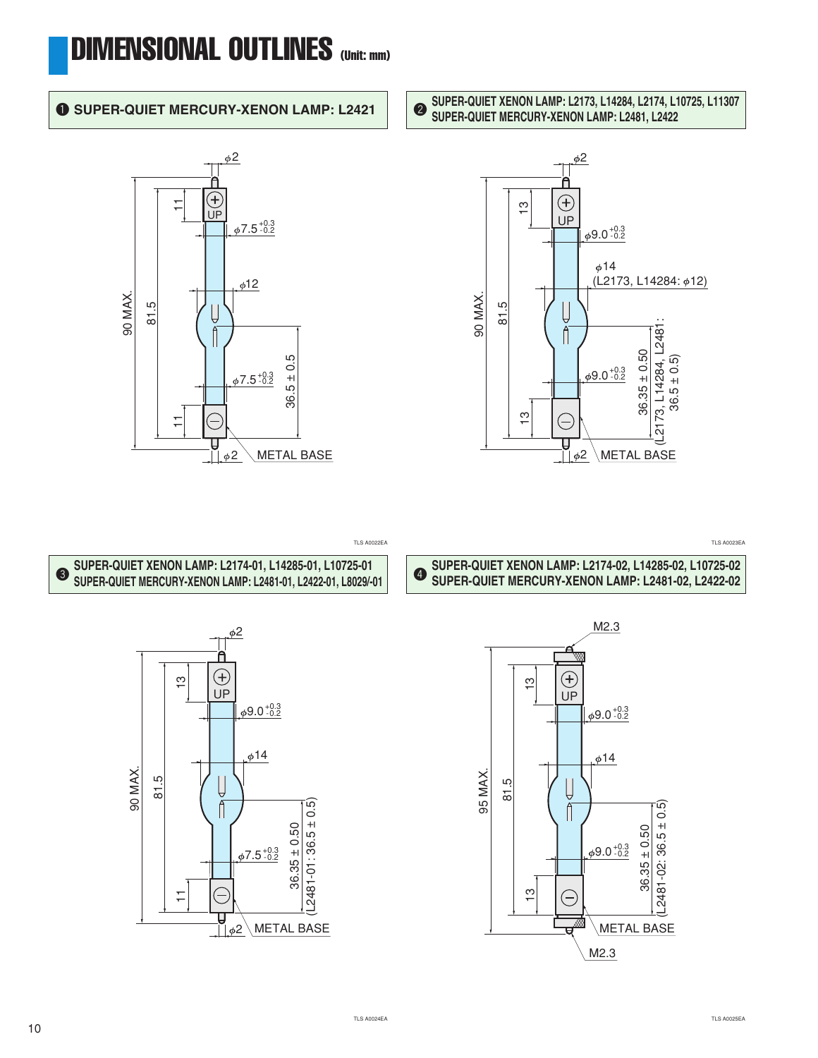# DIMENSIONAL OUTLINES (Unit: mm)

## ❶ SUPER-QUIET MERCURY-XENON LAMP: L2421

ϕ2

90 MAX.

81.5

11

UP

ϕ7.5 $^{+0.3}_{-0.2}$

ϕ12

ϕ7.5 $^{+0.3}_{-0.2}$

36.5 ± 0.5

11

ϕ2

METAL BASE

TLS A0022EA

## ❷ SUPER-QUIET XENON LAMP: L2173, L14284, L2174, L10725, L11307 SUPER-QUIET MERCURY-XENON LAMP: L2481, L2422

ϕ2

90 MAX.

81.5

13

UP

ϕ9.0 $^{+0.3}_{-0.2}$

ϕ14 (L2173, L14284: ϕ12)

ϕ9.0 $^{+0.3}_{-0.2}$

36.35 ± 0.50 (L2173, L14284, L2481: 36.5 ± 0.5)

13

ϕ2

METAL BASE

TLS A0023EA

## ❸ SUPER-QUIET XENON LAMP: L2174-01, L14285-01, L10725-01 SUPER-QUIET MERCURY-XENON LAMP: L2481-01, L2422-01, L8029/-01

ϕ2

90 MAX.

81.5

13

UP

ϕ9.0 $^{+0.3}_{-0.2}$

ϕ14

ϕ7.5 $^{+0.3}_{-0.2}$

36.35 ± 0.50 (L2481-01: 36.5 ± 0.5)

11

ϕ2

METAL BASE

TLS A0024EA

## ❹ SUPER-QUIET XENON LAMP: L2174-02, L14285-02, L10725-02 SUPER-QUIET MERCURY-XENON LAMP: L2481-02, L2422-02

M2.3

95 MAX.

81.5

13

UP

ϕ9.0 $^{+0.3}_{-0.2}$

ϕ14

ϕ9.0 $^{+0.3}_{-0.2}$

36.35 ± 0.50 (L2481-02: 36.5 ± 0.5)

13

METAL BASE

M2.3

TLS A0025EA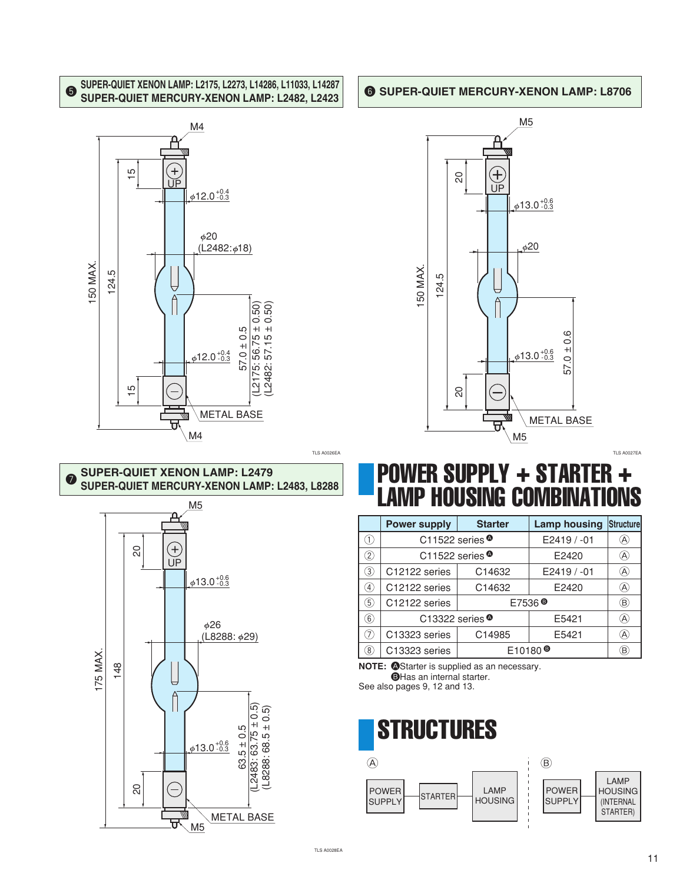### ❺ SUPER-QUIET XENON LAMP: L2175, L2273, L14286, L11033, L14287
### SUPER-QUIET MERCURY-XENON LAMP: L2482, L2423

M4

15

UP

$\phi 12.0^{+0.4}_{-0.3}$

$\phi 20$ (L2482: $\phi 18$)

150 MAX.

124.5

57.0 ± 0.5 (L2175: 56.75 ± 0.50) (L2482: 57.15 ± 0.50)

$\phi 12.0^{+0.4}_{-0.3}$

15

METAL BASE

M4

TLS A0026EA

### ❻ SUPER-QUIET MERCURY-XENON LAMP: L8706

M5

20

UP

$\phi 13.0^{+0.6}_{-0.3}$

$\phi 20$

150 MAX.

124.5

$\phi 13.0^{+0.6}_{-0.3}$

57.0 ± 0.6

20

METAL BASE

M5

TLS A0027EA

### ❼ SUPER-QUIET XENON LAMP: L2479
### SUPER-QUIET MERCURY-XENON LAMP: L2483, L8288

M5

20

UP

$\phi 13.0^{+0.6}_{-0.3}$

$\phi 26$ (L8288: $\phi 29$)

175 MAX.

148

$\phi 13.0^{+0.6}_{-0.3}$

63.5 ± 0.5 (L2483: 63.75 ± 0.5) (L8288: 68.5 ± 0.5)

20

METAL BASE

M5

TLS A0028EA

# POWER SUPPLY + STARTER + LAMP HOUSING COMBINATIONS

| | Power supply | Starter | Lamp housing | Structure |
|---|---|---|---|---|
| ① | C11522 series ❹ | | E2419 / -01 | Ⓐ |
| ② | C11522 series ❹ | | E2420 | Ⓐ |
| ③ | C12122 series | C14632 | E2419 / -01 | Ⓐ |
| ④ | C12122 series | C14632 | E2420 | Ⓐ |
| ⑤ | C12122 series | E7536 ❸ | | Ⓑ |
| ⑥ | C13322 series ❹ | | E5421 | Ⓐ |
| ⑦ | C13323 series | C14985 | E5421 | Ⓐ |
| ⑧ | C13323 series | E10180 ❸ | | Ⓑ |

**NOTE:** ❹Starter is supplied as an necessary.
❸Has an internal starter.
See also pages 9, 12 and 13.

# STRUCTURES

Ⓐ POWER SUPPLY → STARTER → LAMP HOUSING

Ⓑ POWER SUPPLY → LAMP HOUSING (INTERNAL STARTER)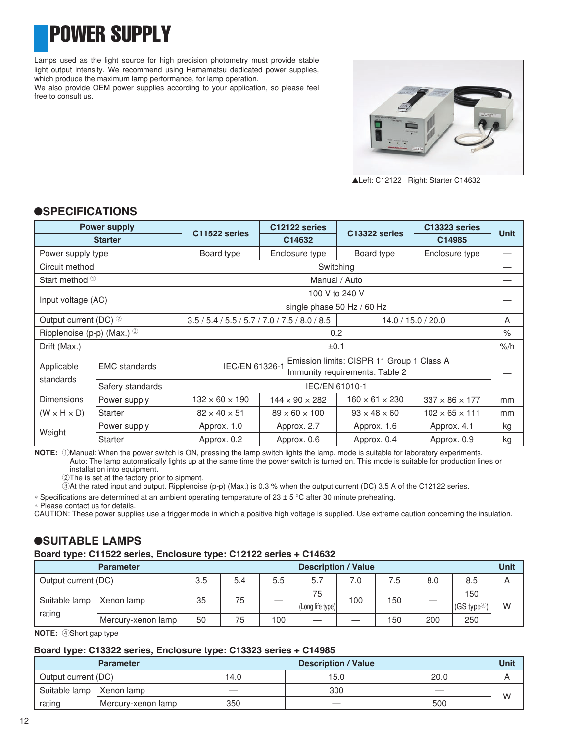# POWER SUPPLY

Lamps used as the light source for high precision photometry must provide stable light output intensity. We recommend using Hamamatsu dedicated power supplies, which produce the maximum lamp performance, for lamp operation.
We also provide OEM power supplies according to your application, so please feel free to consult us.

▲Left: C12122 Right: Starter C14632

## ●SPECIFICATIONS

| Power supply | | C11522 series | C12122 series | C13322 series | C13323 series | Unit |
|---|---|---|---|---|---|---|
| Starter | | | C14632 | | C14985 | |
| Power supply type | | Board type | Enclosure type | Board type | Enclosure type | — |
| Circuit method | | Switching | | | | — |
| Start method ① | | Manual / Auto | | | | — |
| Input voltage (AC) | | 100 V to 240 V single phase 50 Hz / 60 Hz | | | | — |
| Output current (DC) ② | | 3.5 / 5.4 / 5.5 / 5.7 / 7.0 / 7.5 / 8.0 / 8.5 | | 14.0 / 15.0 / 20.0 | | A |
| Ripplenoise (p-p) (Max.) ③ | | 0.2 | | | | % |
| Drift (Max.) | | ±0.1 | | | | %/h |
| Applicable standards | EMC standards | IEC/EN 61326-1 Emission limits: CISPR 11 Group 1 Class A Immunity requirements: Table 2 | | | | — |
| | Safery standards | IEC/EN 61010-1 | | | | |
| Dimensions (W × H × D) | Power supply | 132 × 60 × 190 | 144 × 90 × 282 | 160 × 61 × 230 | 337 × 86 × 177 | mm |
| | Starter | 82 × 40 × 51 | 89 × 60 × 100 | 93 × 48 × 60 | 102 × 65 × 111 | mm |
| Weight | Power supply | Approx. 1.0 | Approx. 2.7 | Approx. 1.6 | Approx. 4.1 | kg |
| | Starter | Approx. 0.2 | Approx. 0.6 | Approx. 0.4 | Approx. 0.9 | kg |

**NOTE:** ①Manual: When the power switch is ON, pressing the lamp switch lights the lamp. mode is suitable for laboratory experiments.
Auto: The lamp automatically lights up at the same time the power switch is turned on. This mode is suitable for production lines or installation into equipment.
②The is set at the factory prior to sipment.
③At the rated input and output. Ripplenoise (p-p) (Max.) is 0.3 % when the output current (DC) 3.5 A of the C12122 series.

\* Specifications are determined at an ambient operating temperature of 23 ± 5 °C after 30 minute preheating.
\* Please contact us for details.

CAUTION: These power supplies use a trigger mode in which a positive high voltage is supplied. Use extreme caution concerning the insulation.

## ●SUITABLE LAMPS

### Board type: C11522 series, Enclosure type: C12122 series + C14632

| Parameter | | Description / Value | | | | | | | | Unit |
|---|---|---|---|---|---|---|---|---|---|---|
| Output current (DC) | | 3.5 | 5.4 | 5.5 | 5.7 | 7.0 | 7.5 | 8.0 | 8.5 | A |
| Suitable lamp rating | Xenon lamp | 35 | 75 | — | 75 (Long life type) | 100 | 150 | — | 150 (GS type④) | W |
| | Mercury-xenon lamp | 50 | 75 | 100 | — | — | 150 | 200 | 250 | |

**NOTE:** ④Short gap type

### Board type: C13322 series, Enclosure type: C13323 series + C14985

| Parameter | | Description / Value | | | Unit |
|---|---|---|---|---|---|
| Output current (DC) | | 14.0 | 15.0 | 20.0 | A |
| Suitable lamp rating | Xenon lamp | — | 300 | — | W |
| | Mercury-xenon lamp | 350 | — | 500 | |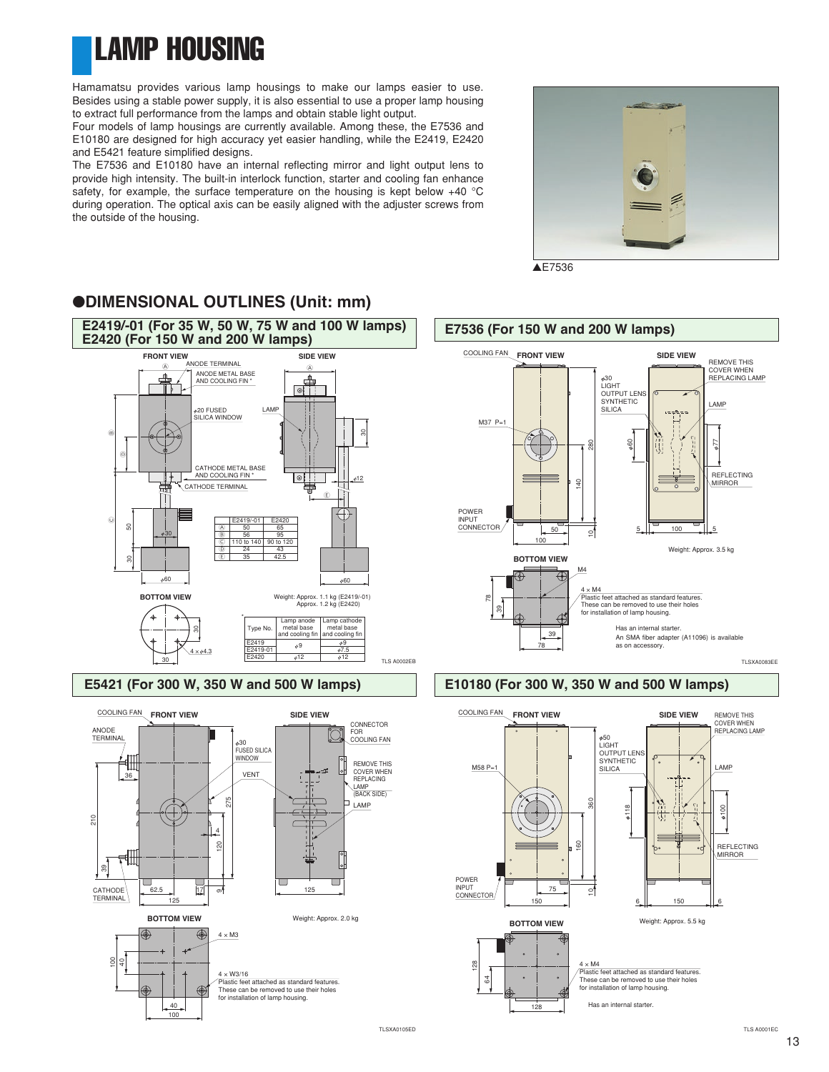# LAMP HOUSING

Hamamatsu provides various lamp housings to make our lamps easier to use. Besides using a stable power supply, it is also essential to use a proper lamp housing to extract full performance from the lamps and obtain stable light output.
Four models of lamp housings are currently available. Among these, the E7536 and E10180 are designed for high accuracy yet easier handling, while the E2419, E2420 and E5421 feature simplified designs.
The E7536 and E10180 have an internal reflecting mirror and light output lens to provide high intensity. The built-in interlock function, starter and cooling fan enhance safety, for example, the surface temperature on the housing is kept below +40 °C during operation. The optical axis can be easily aligned with the adjuster screws from the outside of the housing.

▲E7536

## ●DIMENSIONAL OUTLINES (Unit: mm)

### E2419/-01 (For 35 W, 50 W, 75 W and 100 W lamps) E2420 (For 150 W and 200 W lamps)

FRONT VIEW — ANODE TERMINAL, ANODE METAL BASE AND COOLING FIN *, φ20 FUSED SILICA WINDOW, CATHODE METAL BASE AND COOLING FIN *, CATHODE TERMINAL, φ30, φ60, 50, 30

SIDE VIEW — LAMP, 30, φ12, φ60

| | E2419/-01 | E2420 |
|---|---|---|
| Ⓐ | 50 | 65 |
| Ⓑ | 56 | 95 |
| Ⓒ | 110 to 140 | 90 to 120 |
| Ⓓ | 24 | 43 |
| Ⓔ | 35 | 42.5 |

BOTTOM VIEW — 30, 30, 4 × φ4.3

Weight: Approx. 1.1 kg (E2419/-01)
Approx. 1.2 kg (E2420)

| Type No. | Lamp anode metal base and cooling fin | Lamp cathode metal base and cooling fin |
|---|---|---|
| E2419 | φ9 | φ9 |
| E2419-01 | | φ7.5 |
| E2420 | φ12 | φ12 |

TLS A0002EB

### E7536 (For 150 W and 200 W lamps)

FRONT VIEW — COOLING FAN, M37 P=1, POWER INPUT CONNECTOR, φ30 LIGHT OUTPUT LENS SYNTHETIC SILICA, 280, 140, 10, 50, 100

SIDE VIEW — REMOVE THIS COVER WHEN REPLACING LAMP, LAMP, REFLECTING MIRROR, φ60, φ77, 5, 100, 5

Weight: Approx. 3.5 kg

BOTTOM VIEW — M4, 4 × M4, 78, 39, 39, 78

Plastic feet attached as standard features. These can be removed to use their holes for installation of lamp housing.

Has an internal starter.
An SMA fiber adapter (A11096) is available as on accessory.

TLSXA0083EE

### E5421 (For 300 W, 350 W and 500 W lamps)

FRONT VIEW — COOLING FAN, ANODE TERMINAL, CATHODE TERMINAL, φ30 FUSED SILICA WINDOW, VENT, 36, 210, 39, 275, 4, 120, 9, 62.5, 12, 125

SIDE VIEW — CONNECTOR FOR COOLING FAN, REMOVE THIS COVER WHEN REPLACING LAMP (BACK SIDE), LAMP, 125

Weight: Approx. 2.0 kg

BOTTOM VIEW — 4 × M3, 4 × W3/16, 100, 40, 40, 100

Plastic feet attached as standard features. These can be removed to use their holes for installation of lamp housing.

TLSXA0105ED

### E10180 (For 300 W, 350 W and 500 W lamps)

FRONT VIEW — COOLING FAN, M58 P=1, POWER INPUT CONNECTOR, φ50 LIGHT OUTPUT LENS SYNTHETIC SILICA, 360, 160, 10, 75, 150

SIDE VIEW — REMOVE THIS COVER WHEN REPLACING LAMP, LAMP, REFLECTING MIRROR, φ118, φ100, 6, 150, 6

Weight: Approx. 5.5 kg

BOTTOM VIEW — 4 × M4, 128, 64, 128

Plastic feet attached as standard features. These can be removed to use their holes for installation of lamp housing.

Has an internal starter.

TLS A0001EC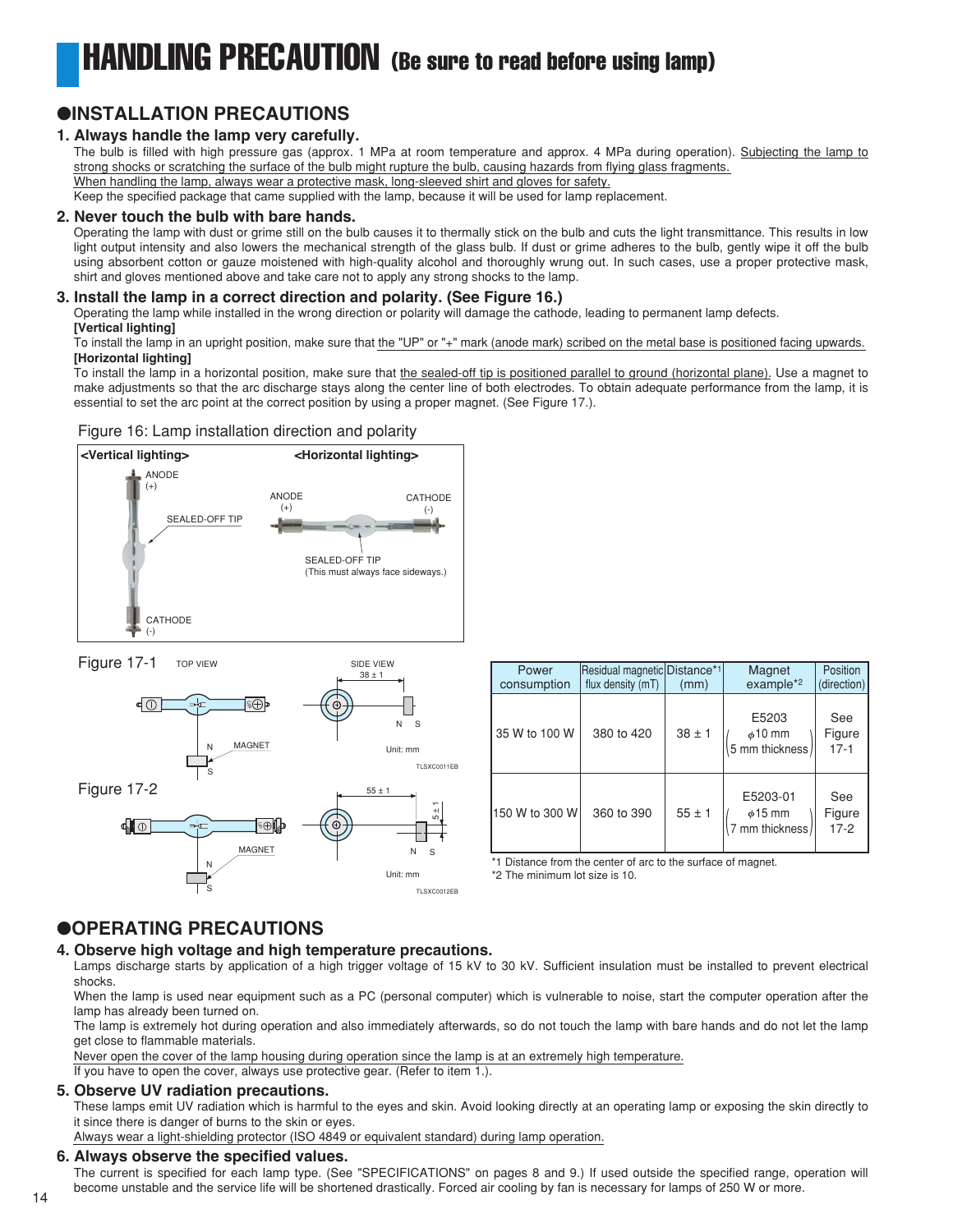# HANDLING PRECAUTION (Be sure to read before using lamp)

## ●INSTALLATION PRECAUTIONS

### 1. Always handle the lamp very carefully.

The bulb is filled with high pressure gas (approx. 1 MPa at room temperature and approx. 4 MPa during operation). Subjecting the lamp to strong shocks or scratching the surface of the bulb might rupture the bulb, causing hazards from flying glass fragments.
When handling the lamp, always wear a protective mask, long-sleeved shirt and gloves for safety.
Keep the specified package that came supplied with the lamp, because it will be used for lamp replacement.

### 2. Never touch the bulb with bare hands.

Operating the lamp with dust or grime still on the bulb causes it to thermally stick on the bulb and cuts the light transmittance. This results in low light output intensity and also lowers the mechanical strength of the glass bulb. If dust or grime adheres to the bulb, gently wipe it off the bulb using absorbent cotton or gauze moistened with high-quality alcohol and thoroughly wrung out. In such cases, use a proper protective mask, shirt and gloves mentioned above and take care not to apply any strong shocks to the lamp.

### 3. Install the lamp in a correct direction and polarity. (See Figure 16.)

Operating the lamp while installed in the wrong direction or polarity will damage the cathode, leading to permanent lamp defects.

**[Vertical lighting]**

To install the lamp in an upright position, make sure that the "UP" or "+" mark (anode mark) scribed on the metal base is positioned facing upwards.

**[Horizontal lighting]**

To install the lamp in a horizontal position, make sure that the sealed-off tip is positioned parallel to ground (horizontal plane). Use a magnet to make adjustments so that the arc discharge stays along the center line of both electrodes. To obtain adequate performance from the lamp, it is essential to set the arc point at the correct position by using a proper magnet. (See Figure 17.).

Figure 16: Lamp installation direction and polarity

<Vertical lighting>: ANODE (+), SEALED-OFF TIP, CATHODE (-)

<Horizontal lighting>: ANODE (+), CATHODE (-), SEALED-OFF TIP (This must always face sideways.)

Figure 17-1 TOP VIEW / SIDE VIEW — MAGNET, N, S, 38 ± 1, Unit: mm (TLSXC0011EB)

Figure 17-2 — MAGNET, N, S, 55 ± 1, 5 ± 1, Unit: mm (TLSXC0012EB)

| Power consumption | Residual magnetic flux density (mT) | Distance*1 (mm) | Magnet example*2 | Position (direction) |
|---|---|---|---|---|
| 35 W to 100 W | 380 to 420 | 38 ± 1 | E5203 (ϕ10 mm, 5 mm thickness) | See Figure 17-1 |
| 150 W to 300 W | 360 to 390 | 55 ± 1 | E5203-01 (ϕ15 mm, 7 mm thickness) | See Figure 17-2 |

*1 Distance from the center of arc to the surface of magnet.
*2 The minimum lot size is 10.

## ●OPERATING PRECAUTIONS

### 4. Observe high voltage and high temperature precautions.

Lamps discharge starts by application of a high trigger voltage of 15 kV to 30 kV. Sufficient insulation must be installed to prevent electrical shocks.
When the lamp is used near equipment such as a PC (personal computer) which is vulnerable to noise, start the computer operation after the lamp has already been turned on.
The lamp is extremely hot during operation and also immediately afterwards, so do not touch the lamp with bare hands and do not let the lamp get close to flammable materials.
Never open the cover of the lamp housing during operation since the lamp is at an extremely high temperature.
If you have to open the cover, always use protective gear. (Refer to item 1.).

### 5. Observe UV radiation precautions.

These lamps emit UV radiation which is harmful to the eyes and skin. Avoid looking directly at an operating lamp or exposing the skin directly to it since there is danger of burns to the skin or eyes.
Always wear a light-shielding protector (ISO 4849 or equivalent standard) during lamp operation.

### 6. Always observe the specified values.

The current is specified for each lamp type. (See "SPECIFICATIONS" on pages 8 and 9.) If used outside the specified range, operation will become unstable and the service life will be shortened drastically. Forced air cooling by fan is necessary for lamps of 250 W or more.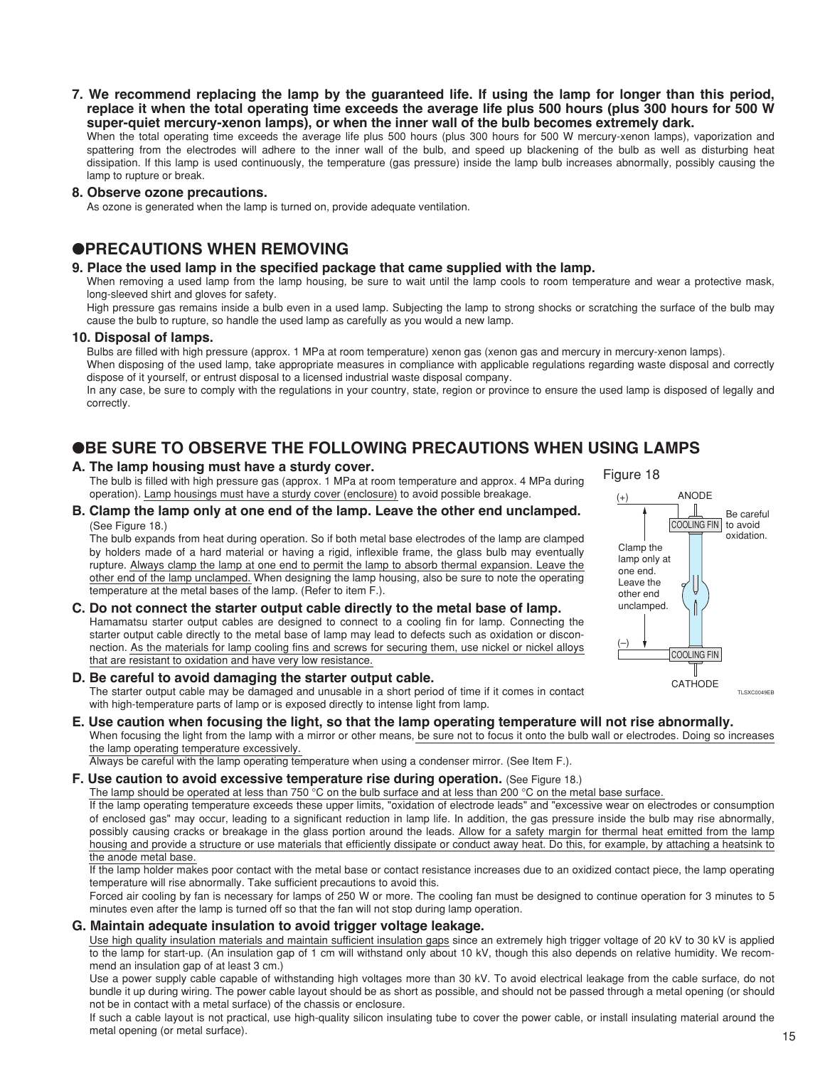**7. We recommend replacing the lamp by the guaranteed life. If using the lamp for longer than this period, replace it when the total operating time exceeds the average life plus 500 hours (plus 300 hours for 500 W super-quiet mercury-xenon lamps), or when the inner wall of the bulb becomes extremely dark.**

When the total operating time exceeds the average life plus 500 hours (plus 300 hours for 500 W mercury-xenon lamps), vaporization and spattering from the electrodes will adhere to the inner wall of the bulb, and speed up blackening of the bulb as well as disturbing heat dissipation. If this lamp is used continuously, the temperature (gas pressure) inside the lamp bulb increases abnormally, possibly causing the lamp to rupture or break.

**8. Observe ozone precautions.**

As ozone is generated when the lamp is turned on, provide adequate ventilation.

## ●PRECAUTIONS WHEN REMOVING

**9. Place the used lamp in the specified package that came supplied with the lamp.**

When removing a used lamp from the lamp housing, be sure to wait until the lamp cools to room temperature and wear a protective mask, long-sleeved shirt and gloves for safety.

High pressure gas remains inside a bulb even in a used lamp. Subjecting the lamp to strong shocks or scratching the surface of the bulb may cause the bulb to rupture, so handle the used lamp as carefully as you would a new lamp.

**10. Disposal of lamps.**

Bulbs are filled with high pressure (approx. 1 MPa at room temperature) xenon gas (xenon gas and mercury in mercury-xenon lamps).

When disposing of the used lamp, take appropriate measures in compliance with applicable regulations regarding waste disposal and correctly dispose of it yourself, or entrust disposal to a licensed industrial waste disposal company.

In any case, be sure to comply with the regulations in your country, state, region or province to ensure the used lamp is disposed of legally and correctly.

## ●BE SURE TO OBSERVE THE FOLLOWING PRECAUTIONS WHEN USING LAMPS

**A. The lamp housing must have a sturdy cover.**

The bulb is filled with high pressure gas (approx. 1 MPa at room temperature and approx. 4 MPa during operation). Lamp housings must have a sturdy cover (enclosure) to avoid possible breakage.

**B. Clamp the lamp only at one end of the lamp. Leave the other end unclamped.** (See Figure 18.)

The bulb expands from heat during operation. So if both metal base electrodes of the lamp are clamped by holders made of a hard material or having a rigid, inflexible frame, the glass bulb may eventually rupture. Always clamp the lamp at one end to permit the lamp to absorb thermal expansion. Leave the other end of the lamp unclamped. When designing the lamp housing, also be sure to note the operating temperature at the metal bases of the lamp. (Refer to item F.).

**C. Do not connect the starter output cable directly to the metal base of lamp.**

Hamamatsu starter output cables are designed to connect to a cooling fin for lamp. Connecting the starter output cable directly to the metal base of lamp may lead to defects such as oxidation or disconnection. As the materials for lamp cooling fins and screws for securing them, use nickel or nickel alloys that are resistant to oxidation and have very low resistance.

**D. Be careful to avoid damaging the starter output cable.**

The starter output cable may be damaged and unusable in a short period of time if it comes in contact with high-temperature parts of lamp or is exposed directly to intense light from lamp.

Figure 18

(+) ANODE — COOLING FIN — Be careful to avoid oxidation.

Clamp the lamp only at one end. Leave the other end unclamped.

(–) COOLING FIN — CATHODE

TLSXC0049EB

**E. Use caution when focusing the light, so that the lamp operating temperature will not rise abnormally.**

When focusing the light from the lamp with a mirror or other means, be sure not to focus it onto the bulb wall or electrodes. Doing so increases the lamp operating temperature excessively.

Always be careful with the lamp operating temperature when using a condenser mirror. (See Item F.).

**F. Use caution to avoid excessive temperature rise during operation.** (See Figure 18.)

The lamp should be operated at less than 750 °C on the bulb surface and at less than 200 °C on the metal base surface.

If the lamp operating temperature exceeds these upper limits, "oxidation of electrode leads" and "excessive wear on electrodes or consumption of enclosed gas" may occur, leading to a significant reduction in lamp life. In addition, the gas pressure inside the bulb may rise abnormally, possibly causing cracks or breakage in the glass portion around the leads. Allow for a safety margin for thermal heat emitted from the lamp housing and provide a structure or use materials that efficiently dissipate or conduct away heat. Do this, for example, by attaching a heatsink to the anode metal base.

If the lamp holder makes poor contact with the metal base or contact resistance increases due to an oxidized contact piece, the lamp operating temperature will rise abnormally. Take sufficient precautions to avoid this.

Forced air cooling by fan is necessary for lamps of 250 W or more. The cooling fan must be designed to continue operation for 3 minutes to 5 minutes even after the lamp is turned off so that the fan will not stop during lamp operation.

**G. Maintain adequate insulation to avoid trigger voltage leakage.**

Use high quality insulation materials and maintain sufficient insulation gaps since an extremely high trigger voltage of 20 kV to 30 kV is applied to the lamp for start-up. (An insulation gap of 1 cm will withstand only about 10 kV, though this also depends on relative humidity. We recommend an insulation gap of at least 3 cm.)

Use a power supply cable capable of withstanding high voltages more than 30 kV. To avoid electrical leakage from the cable surface, do not bundle it up during wiring. The power cable layout should be as short as possible, and should not be passed through a metal opening (or should not be in contact with a metal surface) of the chassis or enclosure.

If such a cable layout is not practical, use high-quality silicon insulating tube to cover the power cable, or install insulating material around the metal opening (or metal surface).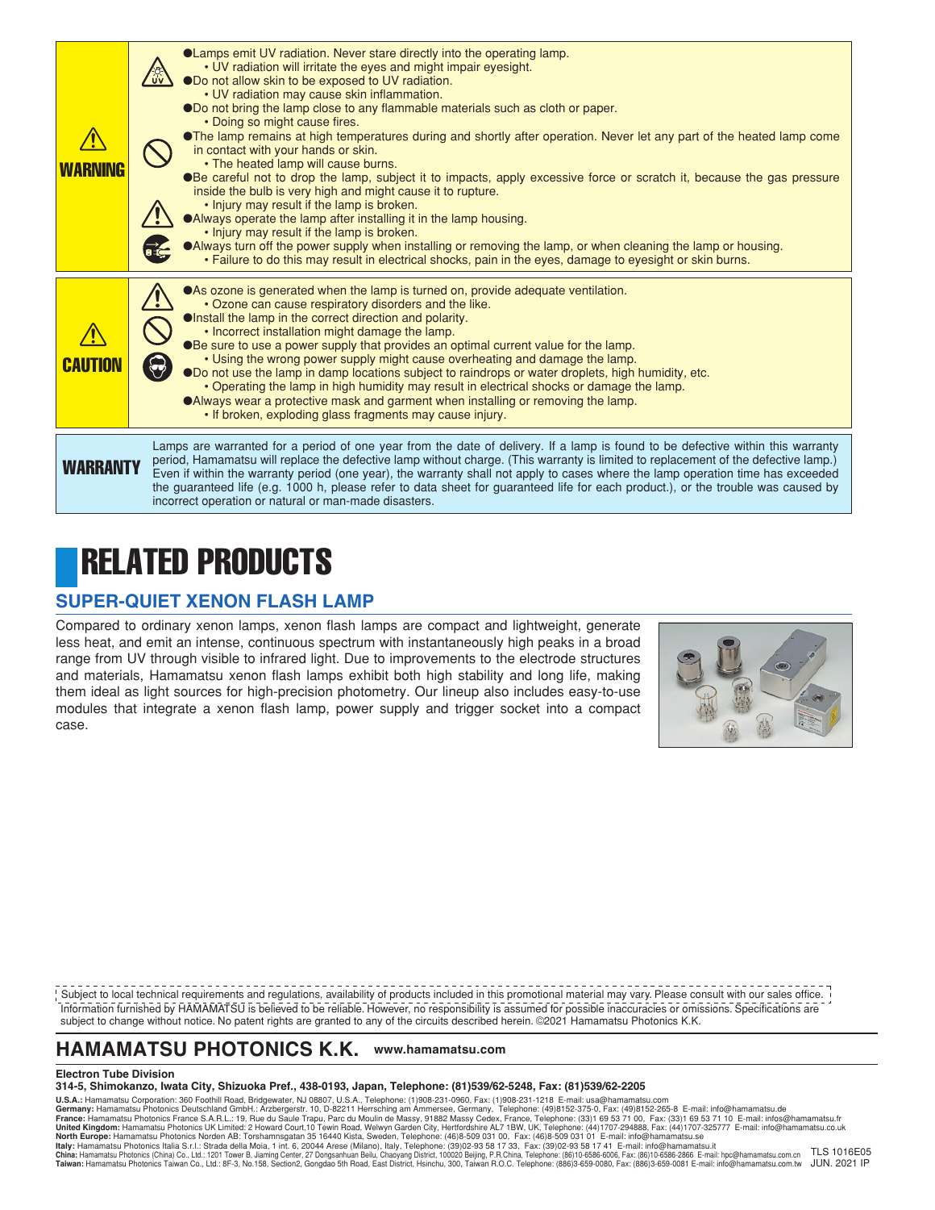## ⚠ WARNING

- Lamps emit UV radiation. Never stare directly into the operating lamp.
  - UV radiation will irritate the eyes and might impair eyesight.
- Do not allow skin to be exposed to UV radiation.
  - UV radiation may cause skin inflammation.
- Do not bring the lamp close to any flammable materials such as cloth or paper.
  - Doing so might cause fires.
- The lamp remains at high temperatures during and shortly after operation. Never let any part of the heated lamp come in contact with your hands or skin.
  - The heated lamp will cause burns.
- Be careful not to drop the lamp, subject it to impacts, apply excessive force or scratch it, because the gas pressure inside the bulb is very high and might cause it to rupture.
  - Injury may result if the lamp is broken.
- Always operate the lamp after installing it in the lamp housing.
  - Injury may result if the lamp is broken.
- Always turn off the power supply when installing or removing the lamp, or when cleaning the lamp or housing.
  - Failure to do this may result in electrical shocks, pain in the eyes, damage to eyesight or skin burns.

## ⚠ CAUTION

- As ozone is generated when the lamp is turned on, provide adequate ventilation.
  - Ozone can cause respiratory disorders and the like.
- Install the lamp in the correct direction and polarity.
  - Incorrect installation might damage the lamp.
- Be sure to use a power supply that provides an optimal current value for the lamp.
  - Using the wrong power supply might cause overheating and damage the lamp.
- Do not use the lamp in damp locations subject to raindrops or water droplets, high humidity, etc.
  - Operating the lamp in high humidity may result in electrical shocks or damage the lamp.
- Always wear a protective mask and garment when installing or removing the lamp.
  - If broken, exploding glass fragments may cause injury.

## WARRANTY

Lamps are warranted for a period of one year from the date of delivery. If a lamp is found to be defective within this warranty period, Hamamatsu will replace the defective lamp without charge. (This warranty is limited to replacement of the defective lamp.) Even if within the warranty period (one year), the warranty shall not apply to cases where the lamp operation time has exceeded the guaranteed life (e.g. 1000 h, please refer to data sheet for guaranteed life for each product.), or the trouble was caused by incorrect operation or natural or man-made disasters.

# RELATED PRODUCTS

## SUPER-QUIET XENON FLASH LAMP

Compared to ordinary xenon lamps, xenon flash lamps are compact and lightweight, generate less heat, and emit an intense, continuous spectrum with instantaneously high peaks in a broad range from UV through visible to infrared light. Due to improvements to the electrode structures and materials, Hamamatsu xenon flash lamps exhibit both high stability and long life, making them ideal as light sources for high-precision photometry. Our lineup also includes easy-to-use modules that integrate a xenon flash lamp, power supply and trigger socket into a compact case.

Subject to local technical requirements and regulations, availability of products included in this promotional material may vary. Please consult with our sales office.
Information furnished by HAMAMATSU is believed to be reliable. However, no responsibility is assumed for possible inaccuracies or omissions. Specifications are subject to change without notice. No patent rights are granted to any of the circuits described herein. ©2021 Hamamatsu Photonics K.K.

## HAMAMATSU PHOTONICS K.K. www.hamamatsu.com

**Electron Tube Division**

**314-5, Shimokanzo, Iwata City, Shizuoka Pref., 438-0193, Japan, Telephone: (81)539/62-5248, Fax: (81)539/62-2205**

**U.S.A.:** Hamamatsu Corporation: 360 Foothill Road, Bridgewater, NJ 08807, U.S.A., Telephone: (1)908-231-0960, Fax: (1)908-231-1218 E-mail: usa@hamamatsu.com
**Germany:** Hamamatsu Photonics Deutschland GmbH.: Arzbergerstr. 10, D-82211 Herrsching am Ammersee, Germany, Telephone: (49)8152-375-0, Fax: (49)8152-265-8 E-mail: info@hamamatsu.de
**France:** Hamamatsu Photonics France S.A.R.L.: 19, Rue du Saule Trapu, Parc du Moulin de Massy, 91882 Massy Cedex, France, Telephone: (33)1 69 53 71 00, Fax: (33)1 69 53 71 10 E-mail: infos@hamamatsu.fr
**United Kingdom:** Hamamatsu Photonics UK Limited: 2 Howard Court,10 Tewin Road, Welwyn Garden City, Hertfordshire AL7 1BW, UK, Telephone: (44)1707-294888, Fax: (44)1707-325777 E-mail: info@hamamatsu.co.uk
**North Europe:** Hamamatsu Photonics Norden AB: Torshamnsgatan 35 16440 Kista, Sweden, Telephone: (46)8-509 031 00, Fax: (46)8-509 031 01 E-mail: info@hamamatsu.se
**Italy:** Hamamatsu Photonics Italia S.r.l.: Strada della Moia, 1 int. 6, 20044 Arese (Milano), Italy, Telephone: (39)02-93 58 17 33, Fax: (39)02-93 58 17 41 E-mail: info@hamamatsu.it
**China:** Hamamatsu Photonics (China) Co., Ltd.: 1201 Tower B, Jiaming Center, 27 Dongsanhuan Beilu, Chaoyang District, 100020 Beijing, P.R.China, Telephone: (86)10-6586-6006, Fax: (86)10-6586-2866 E-mail: hpc@hamamatsu.com.cn
**Taiwan:** Hamamatsu Photonics Taiwan Co., Ltd.: 8F-3, No.158, Section2, Gongdao 5th Road, East District, Hsinchu, 300, Taiwan R.O.C. Telephone: (886)3-659-0080, Fax: (886)3-659-0081 E-mail: info@hamamatsu.com.tw

TLS 1016E05
JUN. 2021 IP